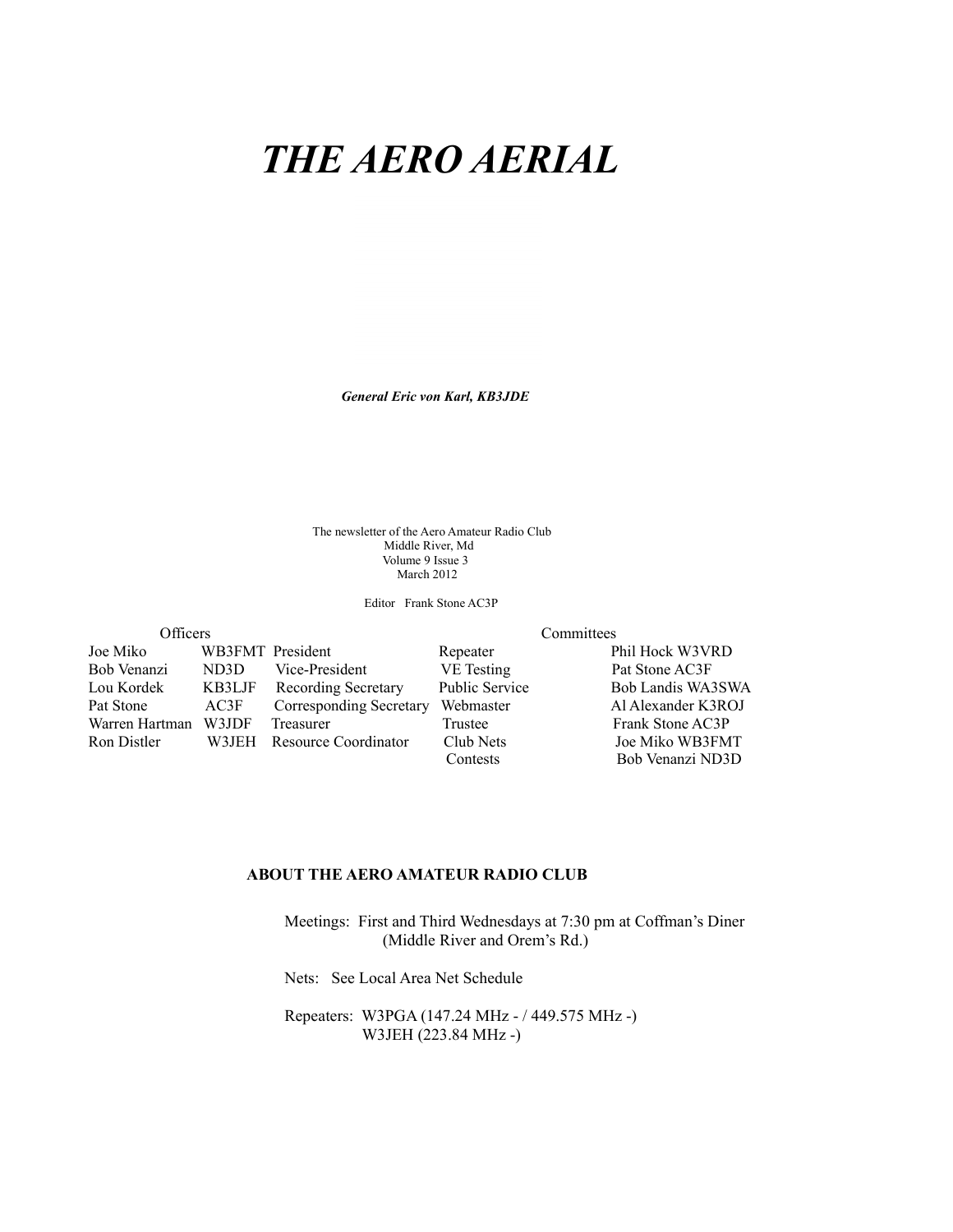# *THE AERO AERIAL*

***General Eric von Karl, KB3JDE***

The newsletter of the Aero Amateur Radio Club
Middle River, Md
Volume 9 Issue 3
March 2012

Editor Frank Stone AC3P

| Officers | | | Committees | |
|---|---|---|---|---|
| Joe Miko | WB3FMT | President | Repeater | Phil Hock W3VRD |
| Bob Venanzi | ND3D | Vice-President | VE Testing | Pat Stone AC3F |
| Lou Kordek | KB3LJF | Recording Secretary | Public Service | Bob Landis WA3SWA |
| Pat Stone | AC3F | Corresponding Secretary | Webmaster | Al Alexander K3ROJ |
| Warren Hartman | W3JDF | Treasurer | Trustee | Frank Stone AC3P |
| Ron Distler | W3JEH | Resource Coordinator | Club Nets | Joe Miko WB3FMT |
| | | | Contests | Bob Venanzi ND3D |

**ABOUT THE AERO AMATEUR RADIO CLUB**

Meetings: First and Third Wednesdays at 7:30 pm at Coffman's Diner (Middle River and Orem's Rd.)

Nets: See Local Area Net Schedule

Repeaters: W3PGA (147.24 MHz - / 449.575 MHz -)
W3JEH (223.84 MHz -)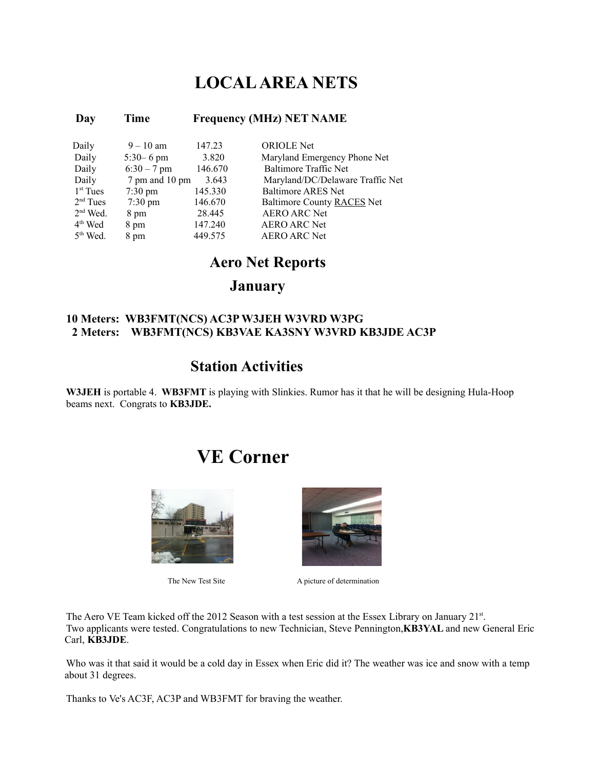# LOCAL AREA NETS

| Day | Time | Frequency (MHz) | NET NAME |
|---|---|---|---|
| Daily | 9 – 10 am | 147.23 | ORIOLE Net |
| Daily | 5:30– 6 pm | 3.820 | Maryland Emergency Phone Net |
| Daily | 6:30 – 7 pm | 146.670 | Baltimore Traffic Net |
| Daily | 7 pm and 10 pm | 3.643 | Maryland/DC/Delaware Traffic Net |
| 1st Tues | 7:30 pm | 145.330 | Baltimore ARES Net |
| 2nd Tues | 7:30 pm | 146.670 | Baltimore County RACES Net |
| 2nd Wed. | 8 pm | 28.445 | AERO ARC Net |
| 4th Wed | 8 pm | 147.240 | AERO ARC Net |
| 5th Wed. | 8 pm | 449.575 | AERO ARC Net |

## Aero Net Reports

### January

**10 Meters: WB3FMT(NCS) AC3P W3JEH W3VRD W3PG**

**2 Meters: WB3FMT(NCS) KB3VAE KA3SNY W3VRD KB3JDE AC3P**

## Station Activities

**W3JEH** is portable 4. **WB3FMT** is playing with Slinkies. Rumor has it that he will be designing Hula-Hoop beams next. Congrats to **KB3JDE.**

# VE Corner

The New Test Site

A picture of determination

The Aero VE Team kicked off the 2012 Season with a test session at the Essex Library on January 21st. Two applicants were tested. Congratulations to new Technician, Steve Pennington,**KB3YAL** and new General Eric Carl, **KB3JDE**.

Who was it that said it would be a cold day in Essex when Eric did it? The weather was ice and snow with a temp about 31 degrees.

Thanks to Ve's AC3F, AC3P and WB3FMT for braving the weather.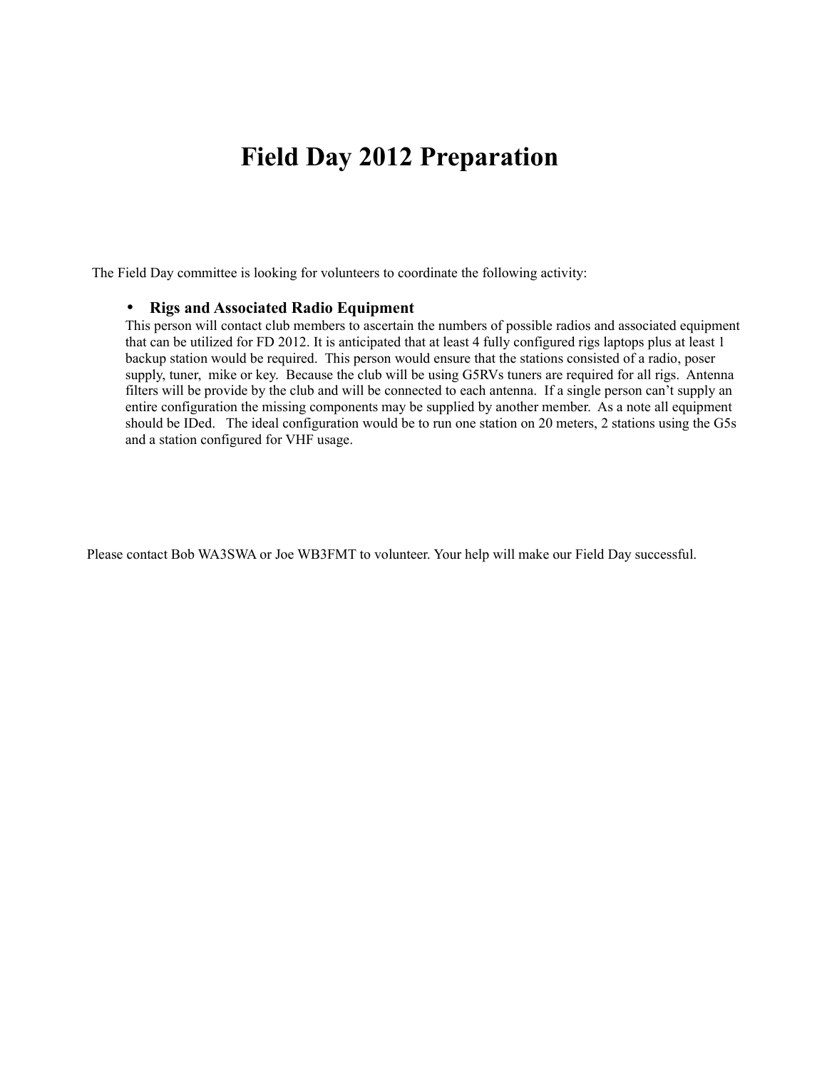# Field Day 2012 Preparation

The Field Day committee is looking for volunteers to coordinate the following activity:

- **Rigs and Associated Radio Equipment**
  This person will contact club members to ascertain the numbers of possible radios and associated equipment that can be utilized for FD 2012. It is anticipated that at least 4 fully configured rigs laptops plus at least 1 backup station would be required. This person would ensure that the stations consisted of a radio, poser supply, tuner, mike or key. Because the club will be using G5RVs tuners are required for all rigs. Antenna filters will be provide by the club and will be connected to each antenna. If a single person can't supply an entire configuration the missing components may be supplied by another member. As a note all equipment should be IDed. The ideal configuration would be to run one station on 20 meters, 2 stations using the G5s and a station configured for VHF usage.

Please contact Bob WA3SWA or Joe WB3FMT to volunteer. Your help will make our Field Day successful.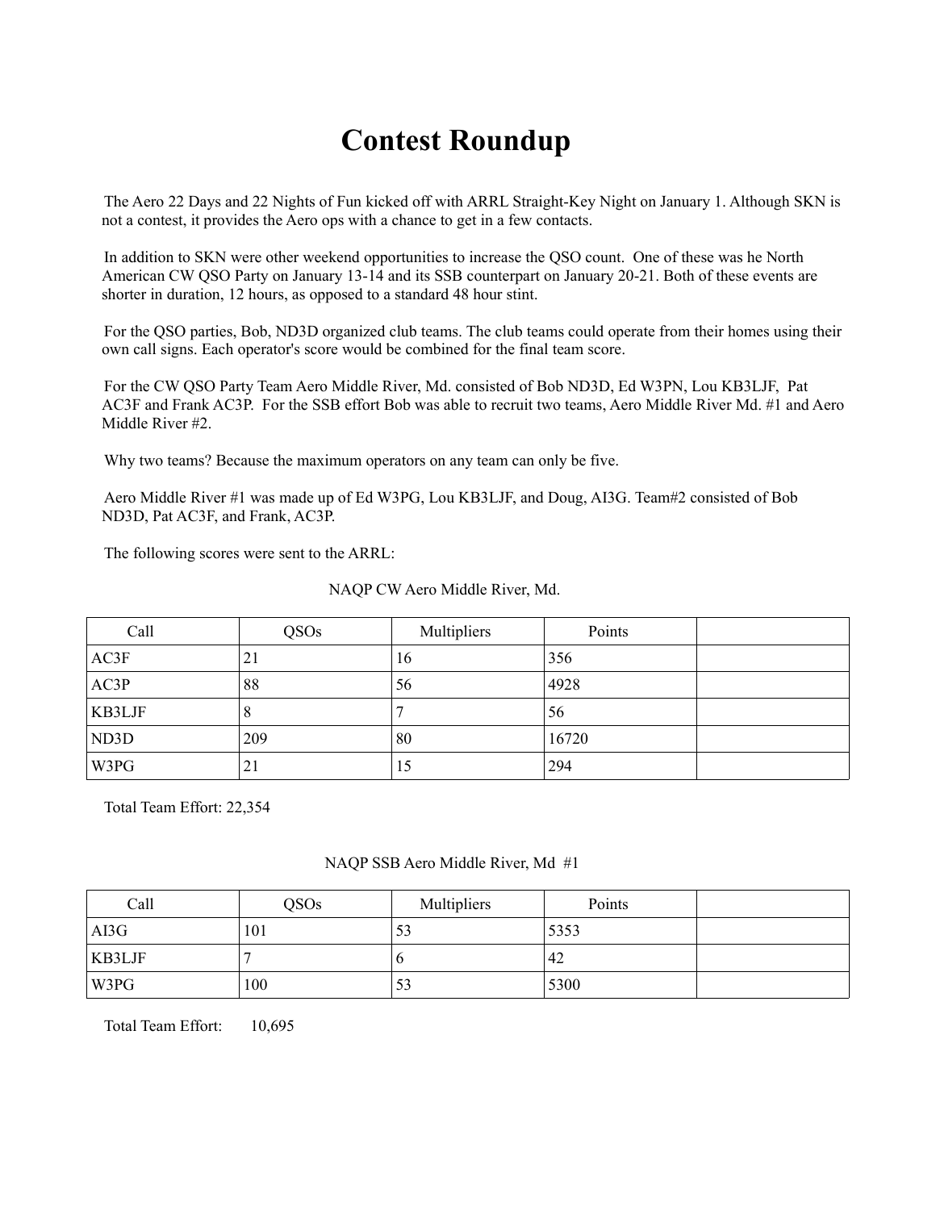# Contest Roundup

The Aero 22 Days and 22 Nights of Fun kicked off with ARRL Straight-Key Night on January 1. Although SKN is not a contest, it provides the Aero ops with a chance to get in a few contacts.

In addition to SKN were other weekend opportunities to increase the QSO count. One of these was he North American CW QSO Party on January 13-14 and its SSB counterpart on January 20-21. Both of these events are shorter in duration, 12 hours, as opposed to a standard 48 hour stint.

For the QSO parties, Bob, ND3D organized club teams. The club teams could operate from their homes using their own call signs. Each operator's score would be combined for the final team score.

For the CW QSO Party Team Aero Middle River, Md. consisted of Bob ND3D, Ed W3PN, Lou KB3LJF, Pat AC3F and Frank AC3P. For the SSB effort Bob was able to recruit two teams, Aero Middle River Md. #1 and Aero Middle River #2.

Why two teams? Because the maximum operators on any team can only be five.

Aero Middle River #1 was made up of Ed W3PG, Lou KB3LJF, and Doug, AI3G. Team#2 consisted of Bob ND3D, Pat AC3F, and Frank, AC3P.

The following scores were sent to the ARRL:

NAQP CW Aero Middle River, Md.

| Call | QSOs | Multipliers | Points | |
|---|---|---|---|---|
| AC3F | 21 | 16 | 356 | |
| AC3P | 88 | 56 | 4928 | |
| KB3LJF | 8 | 7 | 56 | |
| ND3D | 209 | 80 | 16720 | |
| W3PG | 21 | 15 | 294 | |

Total Team Effort: 22,354

NAQP SSB Aero Middle River, Md #1

| Call | QSOs | Multipliers | Points | |
|---|---|---|---|---|
| AI3G | 101 | 53 | 5353 | |
| KB3LJF | 7 | 6 | 42 | |
| W3PG | 100 | 53 | 5300 | |

Total Team Effort: 10,695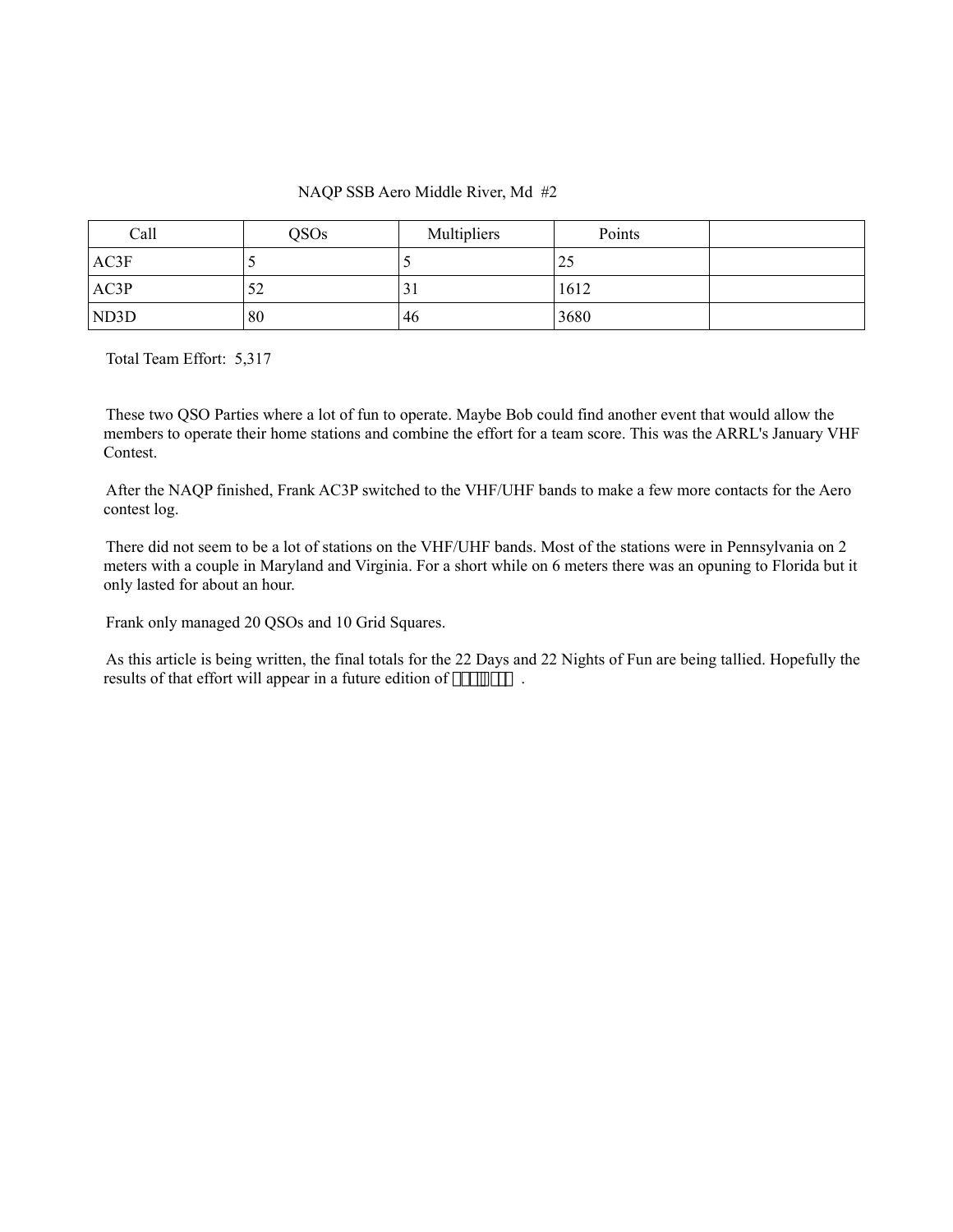NAQP SSB Aero Middle River, Md #2

| Call | QSOs | Multipliers | Points | |
|---|---|---|---|---|
| AC3F | 5 | 5 | 25 | |
| AC3P | 52 | 31 | 1612 | |
| ND3D | 80 | 46 | 3680 | |

Total Team Effort: 5,317

These two QSO Parties where a lot of fun to operate. Maybe Bob could find another event that would allow the members to operate their home stations and combine the effort for a team score. This was the ARRL's January VHF Contest.

After the NAQP finished, Frank AC3P switched to the VHF/UHF bands to make a few more contacts for the Aero contest log.

There did not seem to be a lot of stations on the VHF/UHF bands. Most of the stations were in Pennsylvania on 2 meters with a couple in Maryland and Virginia. For a short while on 6 meters there was an opuning to Florida but it only lasted for about an hour.

Frank only managed 20 QSOs and 10 Grid Squares.

As this article is being written, the final totals for the 22 Days and 22 Nights of Fun are being tallied. Hopefully the results of that effort will appear in a future edition of .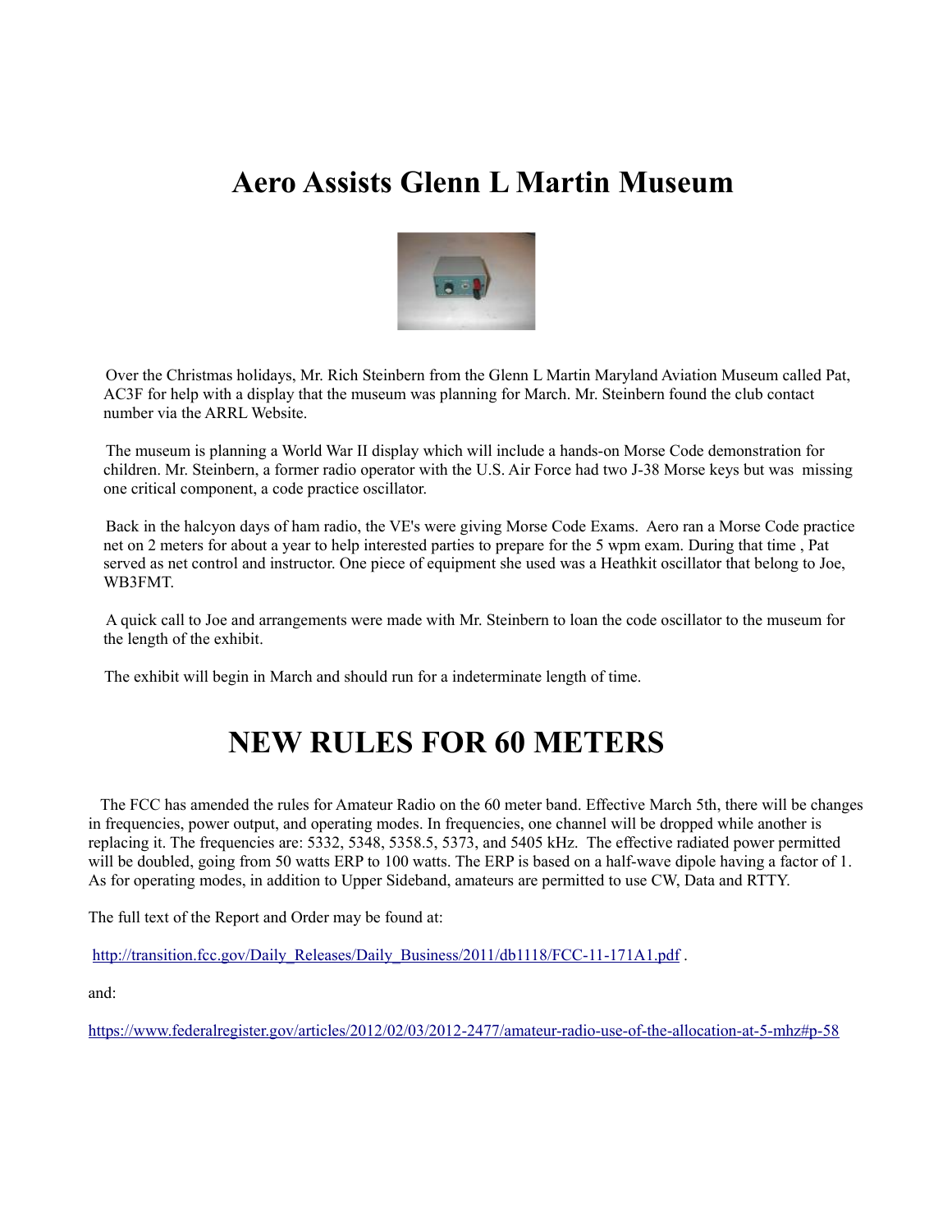# Aero Assists Glenn L Martin Museum

Over the Christmas holidays, Mr. Rich Steinbern from the Glenn L Martin Maryland Aviation Museum called Pat, AC3F for help with a display that the museum was planning for March. Mr. Steinbern found the club contact number via the ARRL Website.

The museum is planning a World War II display which will include a hands-on Morse Code demonstration for children. Mr. Steinbern, a former radio operator with the U.S. Air Force had two J-38 Morse keys but was missing one critical component, a code practice oscillator.

Back in the halcyon days of ham radio, the VE's were giving Morse Code Exams. Aero ran a Morse Code practice net on 2 meters for about a year to help interested parties to prepare for the 5 wpm exam. During that time , Pat served as net control and instructor. One piece of equipment she used was a Heathkit oscillator that belong to Joe, WB3FMT.

A quick call to Joe and arrangements were made with Mr. Steinbern to loan the code oscillator to the museum for the length of the exhibit.

The exhibit will begin in March and should run for a indeterminate length of time.

# NEW RULES FOR 60 METERS

The FCC has amended the rules for Amateur Radio on the 60 meter band. Effective March 5th, there will be changes in frequencies, power output, and operating modes. In frequencies, one channel will be dropped while another is replacing it. The frequencies are: 5332, 5348, 5358.5, 5373, and 5405 kHz. The effective radiated power permitted will be doubled, going from 50 watts ERP to 100 watts. The ERP is based on a half-wave dipole having a factor of 1. As for operating modes, in addition to Upper Sideband, amateurs are permitted to use CW, Data and RTTY.

The full text of the Report and Order may be found at:

http://transition.fcc.gov/Daily_Releases/Daily_Business/2011/db1118/FCC-11-171A1.pdf .

and:

https://www.federalregister.gov/articles/2012/02/03/2012-2477/amateur-radio-use-of-the-allocation-at-5-mhz#p-58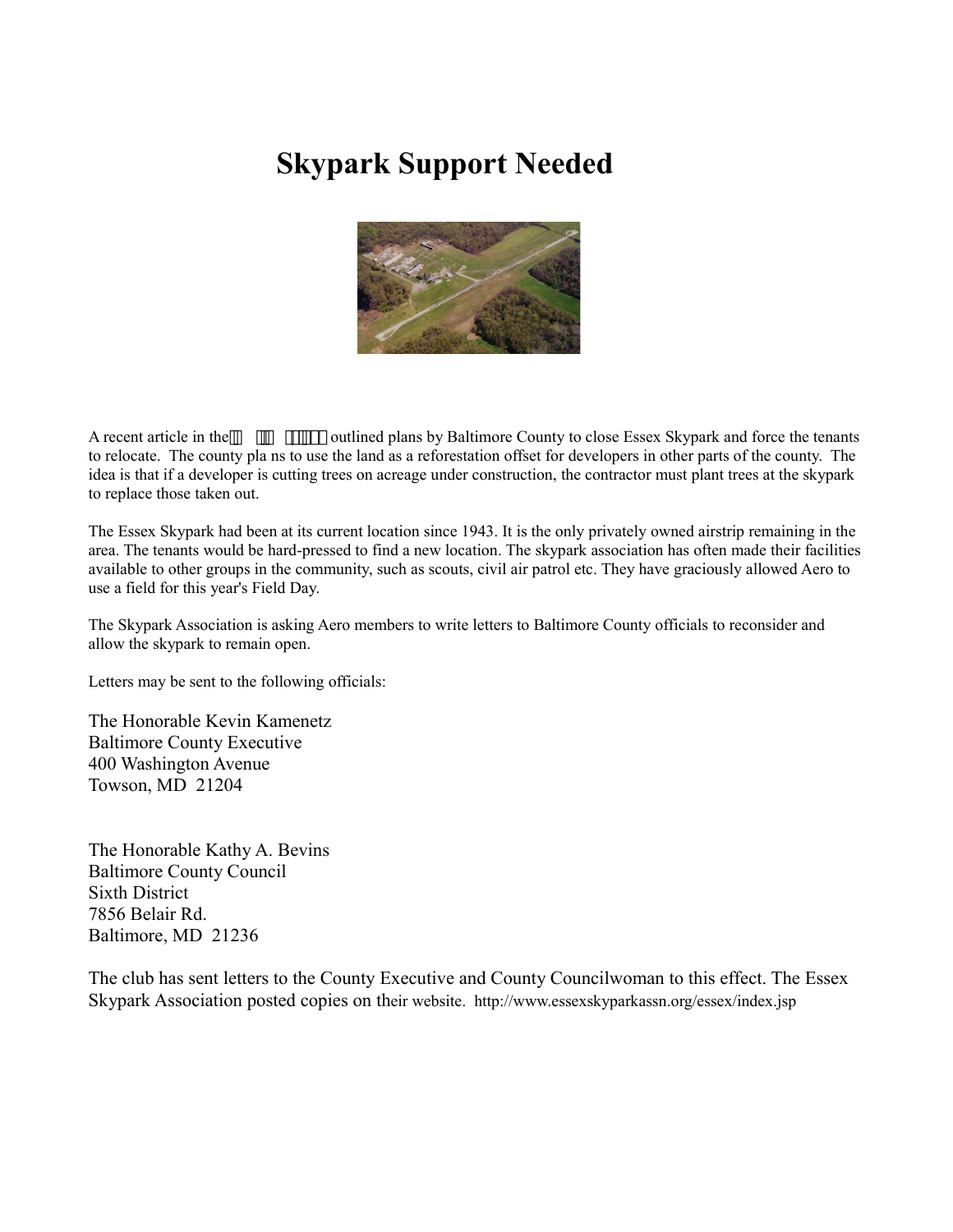# Skypark Support Needed

A recent article in the outlined plans by Baltimore County to close Essex Skypark and force the tenants to relocate. The county pla ns to use the land as a reforestation offset for developers in other parts of the county. The idea is that if a developer is cutting trees on acreage under construction, the contractor must plant trees at the skypark to replace those taken out.

The Essex Skypark had been at its current location since 1943. It is the only privately owned airstrip remaining in the area. The tenants would be hard-pressed to find a new location. The skypark association has often made their facilities available to other groups in the community, such as scouts, civil air patrol etc. They have graciously allowed Aero to use a field for this year's Field Day.

The Skypark Association is asking Aero members to write letters to Baltimore County officials to reconsider and allow the skypark to remain open.

Letters may be sent to the following officials:

The Honorable Kevin Kamenetz  
Baltimore County Executive  
400 Washington Avenue  
Towson, MD 21204

The Honorable Kathy A. Bevins  
Baltimore County Council  
Sixth District  
7856 Belair Rd.  
Baltimore, MD 21236

The club has sent letters to the County Executive and County Councilwoman to this effect. The Essex Skypark Association posted copies on their website. http://www.essexskyparkassn.org/essex/index.jsp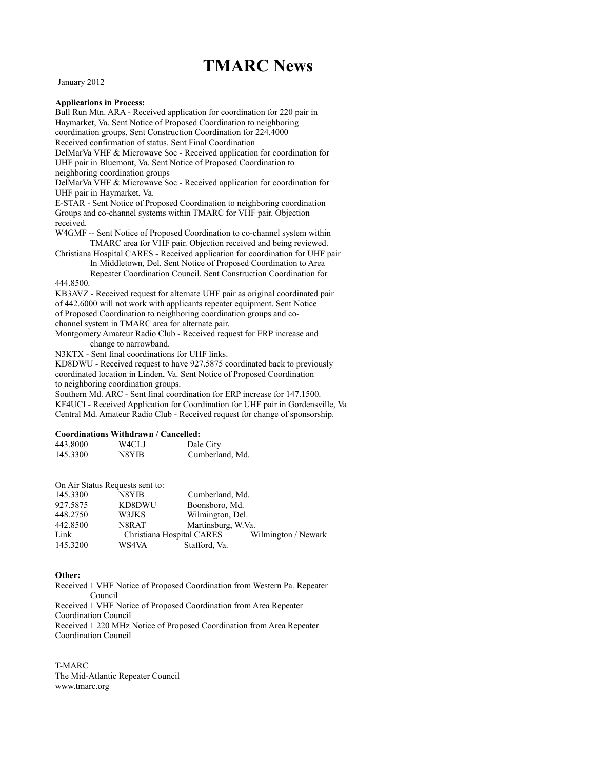# TMARC News

January 2012

**Applications in Process:**

Bull Run Mtn. ARA - Received application for coordination for 220 pair in Haymarket, Va. Sent Notice of Proposed Coordination to neighboring coordination groups. Sent Construction Coordination for 224.4000 Received confirmation of status. Sent Final Coordination

DelMarVa VHF & Microwave Soc - Received application for coordination for UHF pair in Bluemont, Va. Sent Notice of Proposed Coordination to neighboring coordination groups

DelMarVa VHF & Microwave Soc - Received application for coordination for UHF pair in Haymarket, Va.

E-STAR - Sent Notice of Proposed Coordination to neighboring coordination Groups and co-channel systems within TMARC for VHF pair. Objection received.

W4GMF -- Sent Notice of Proposed Coordination to co-channel system within TMARC area for VHF pair. Objection received and being reviewed.

Christiana Hospital CARES - Received application for coordination for UHF pair In Middletown, Del. Sent Notice of Proposed Coordination to Area Repeater Coordination Council. Sent Construction Coordination for 444.8500.

KB3AVZ - Received request for alternate UHF pair as original coordinated pair of 442.6000 will not work with applicants repeater equipment. Sent Notice of Proposed Coordination to neighboring coordination groups and co-channel system in TMARC area for alternate pair.

Montgomery Amateur Radio Club - Received request for ERP increase and change to narrowband.

N3KTX - Sent final coordinations for UHF links.

KD8DWU - Received request to have 927.5875 coordinated back to previously coordinated location in Linden, Va. Sent Notice of Proposed Coordination to neighboring coordination groups.

Southern Md. ARC - Sent final coordination for ERP increase for 147.1500.

KF4UCI - Received Application for Coordination for UHF pair in Gordensville, Va

Central Md. Amateur Radio Club - Received request for change of sponsorship.

**Coordinations Withdrawn / Cancelled:**

| | | |
|---|---|---|
| 443.8000 | W4CLJ | Dale City |
| 145.3300 | N8YIB | Cumberland, Md. |

On Air Status Requests sent to:

| | | | |
|---|---|---|---|
| 145.3300 | N8YIB | Cumberland, Md. | |
| 927.5875 | KD8DWU | Boonsboro, Md. | |
| 448.2750 | W3JKS | Wilmington, Del. | |
| 442.8500 | N8RAT | Martinsburg, W.Va. | |
| Link | Christiana Hospital CARES | | Wilmington / Newark |
| 145.3200 | WS4VA | Stafford, Va. | |

**Other:**

Received 1 VHF Notice of Proposed Coordination from Western Pa. Repeater Council

Received 1 VHF Notice of Proposed Coordination from Area Repeater Coordination Council

Received 1 220 MHz Notice of Proposed Coordination from Area Repeater Coordination Council

T-MARC
The Mid-Atlantic Repeater Council
www.tmarc.org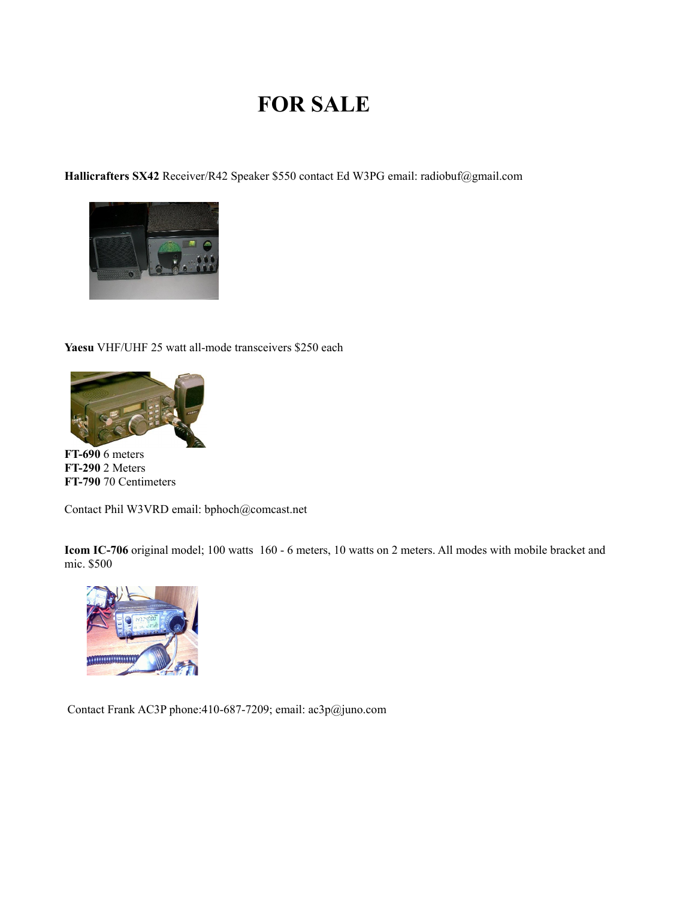# FOR SALE

**Hallicrafters SX42** Receiver/R42 Speaker $550 contact Ed W3PG email: radiobuf@gmail.com

**Yaesu** VHF/UHF 25 watt all-mode transceivers $250 each

**FT-690** 6 meters
**FT-290** 2 Meters
**FT-790** 70 Centimeters

Contact Phil W3VRD email: bphoch@comcast.net

**Icom IC-706** original model; 100 watts 160 - 6 meters, 10 watts on 2 meters. All modes with mobile bracket and mic. $500

Contact Frank AC3P phone:410-687-7209; email: ac3p@juno.com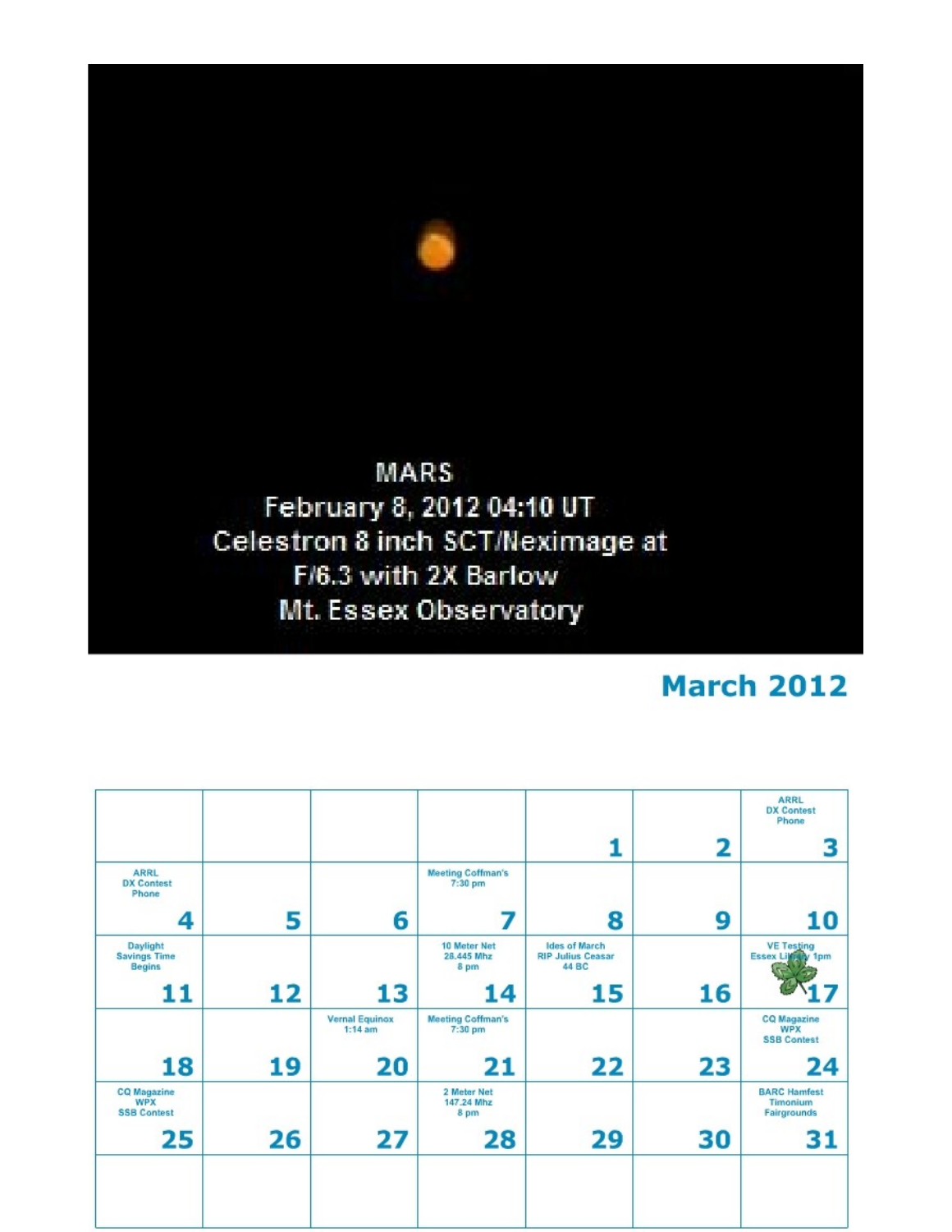MARS
February 8, 2012 04:10 UT
Celestron 8 inch SCT/Neximage at
F/6.3 with 2X Barlow
Mt. Essex Observatory

## March 2012

| | | | | | | |
|---|---|---|---|---|---|---|
| | | | | 1 | 2 | ARRL DX Contest Phone **3** |
| ARRL DX Contest Phone **4** | 5 | 6 | Meeting Coffman's 7:30 pm **7** | 8 | 9 | 10 |
| Daylight Savings Time Begins **11** | 12 | 13 | 10 Meter Net 28.445 Mhz 8 pm **14** | Ides of March RIP Julius Ceasar 44 BC **15** | 16 | VE Testing Essex Library 1pm **17** |
| 18 | 19 | Vernal Equinox 1:14 am **20** | Meeting Coffman's 7:30 pm **21** | 22 | 23 | CQ Magazine WPX SSB Contest **24** |
| CQ Magazine WPX SSB Contest **25** | 26 | 27 | 2 Meter Net 147.24 Mhz 8 pm **28** | 29 | 30 | BARC Hamfest Timonium Fairgrounds **31** |
| | | | | | | |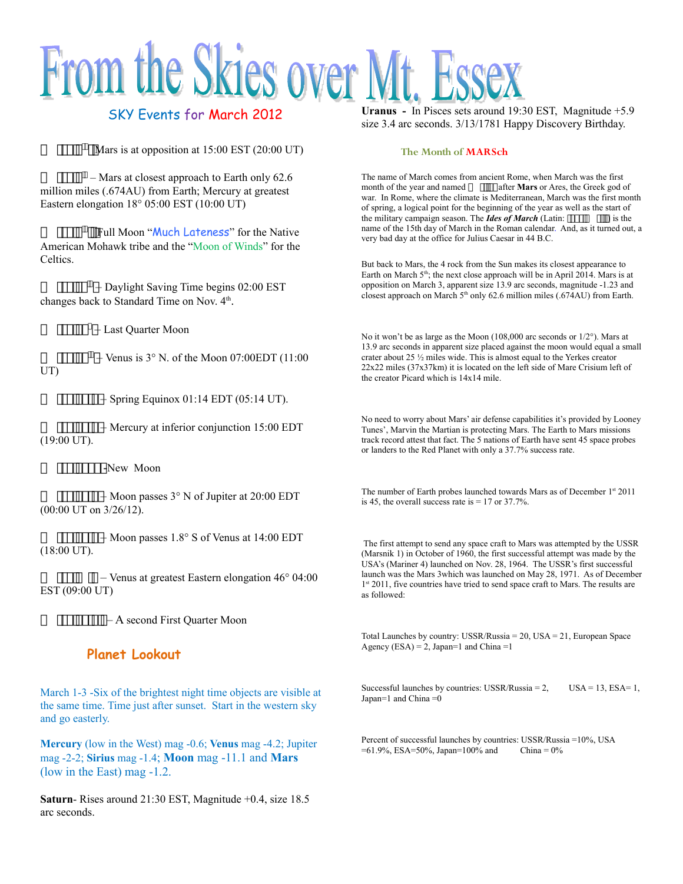# From the Skies over Mt. Essex

## SKY Events for March 2012

- Mars is at opposition at 15:00 EST (20:00 UT)
- – Mars at closest approach to Earth only 62.6 million miles (.674AU) from Earth; Mercury at greatest Eastern elongation 18° 05:00 EST (10:00 UT)
- Full Moon "Much Lateness" for the Native American Mohawk tribe and the "Moon of Winds" for the Celtics.
- – Daylight Saving Time begins 02:00 EST changes back to Standard Time on Nov. 4th.
- – Last Quarter Moon
- – Venus is 3° N. of the Moon 07:00EDT (11:00 UT)
- – Spring Equinox 01:14 EDT (05:14 UT).
- – Mercury at inferior conjunction 15:00 EDT (19:00 UT).
- New Moon
- – Moon passes 3° N of Jupiter at 20:00 EDT (00:00 UT on 3/26/12).
- – Moon passes 1.8° S of Venus at 14:00 EDT (18:00 UT).
- – Venus at greatest Eastern elongation 46° 04:00 EST (09:00 UT)
- – A second First Quarter Moon

## Planet Lookout

March 1-3 -Six of the brightest night time objects are visible at the same time. Time just after sunset. Start in the western sky and go easterly.

**Mercury** (low in the West) mag -0.6; **Venus** mag -4.2; Jupiter mag -2-2; **Sirius** mag -1.4; **Moon** mag -11.1 and **Mars** (low in the East) mag -1.2.

**Saturn**- Rises around 21:30 EST, Magnitude +0.4, size 18.5 arc seconds.

**Uranus -** In Pisces sets around 19:30 EST, Magnitude +5.9 size 3.4 arc seconds. 3/13/1781 Happy Discovery Birthday.

### The Month of MARSch

The name of March comes from ancient Rome, when March was the first month of the year and named after **Mars** or Ares, the Greek god of war. In Rome, where the climate is Mediterranean, March was the first month of spring, a logical point for the beginning of the year as well as the start of the military campaign season. The ***Ides of March*** (Latin: ) is the name of the 15th day of March in the Roman calendar. And, as it turned out, a very bad day at the office for Julius Caesar in 44 B.C.

But back to Mars, the 4 rock from the Sun makes its closest appearance to Earth on March 5th; the next close approach will be in April 2014. Mars is at opposition on March 3, apparent size 13.9 arc seconds, magnitude -1.23 and closest approach on March 5th only 62.6 million miles (.674AU) from Earth.

No it won't be as large as the Moon (108,000 arc seconds or 1/2°). Mars at 13.9 arc seconds in apparent size placed against the moon would equal a small crater about 25 ½ miles wide. This is almost equal to the Yerkes creator 22x22 miles (37x37km) it is located on the left side of Mare Crisium left of the creator Picard which is 14x14 mile.

No need to worry about Mars' air defense capabilities it's provided by Looney Tunes', Marvin the Martian is protecting Mars. The Earth to Mars missions track record attest that fact. The 5 nations of Earth have sent 45 space probes or landers to the Red Planet with only a 37.7% success rate.

The number of Earth probes launched towards Mars as of December 1st 2011 is 45, the overall success rate is = 17 or 37.7%.

The first attempt to send any space craft to Mars was attempted by the USSR (Marsnik 1) in October of 1960, the first successful attempt was made by the USA's (Mariner 4) launched on Nov. 28, 1964. The USSR's first successful launch was the Mars 3which was launched on May 28, 1971. As of December 1st 2011, five countries have tried to send space craft to Mars. The results are as followed:

Total Launches by country: USSR/Russia = 20, USA = 21, European Space Agency (ESA) = 2, Japan=1 and China =1

Successful launches by countries: USSR/Russia = 2, USA = 13, ESA= 1, Japan=1 and China =0

Percent of successful launches by countries: USSR/Russia =10%, USA =61.9%, ESA=50%, Japan=100% and China = 0%